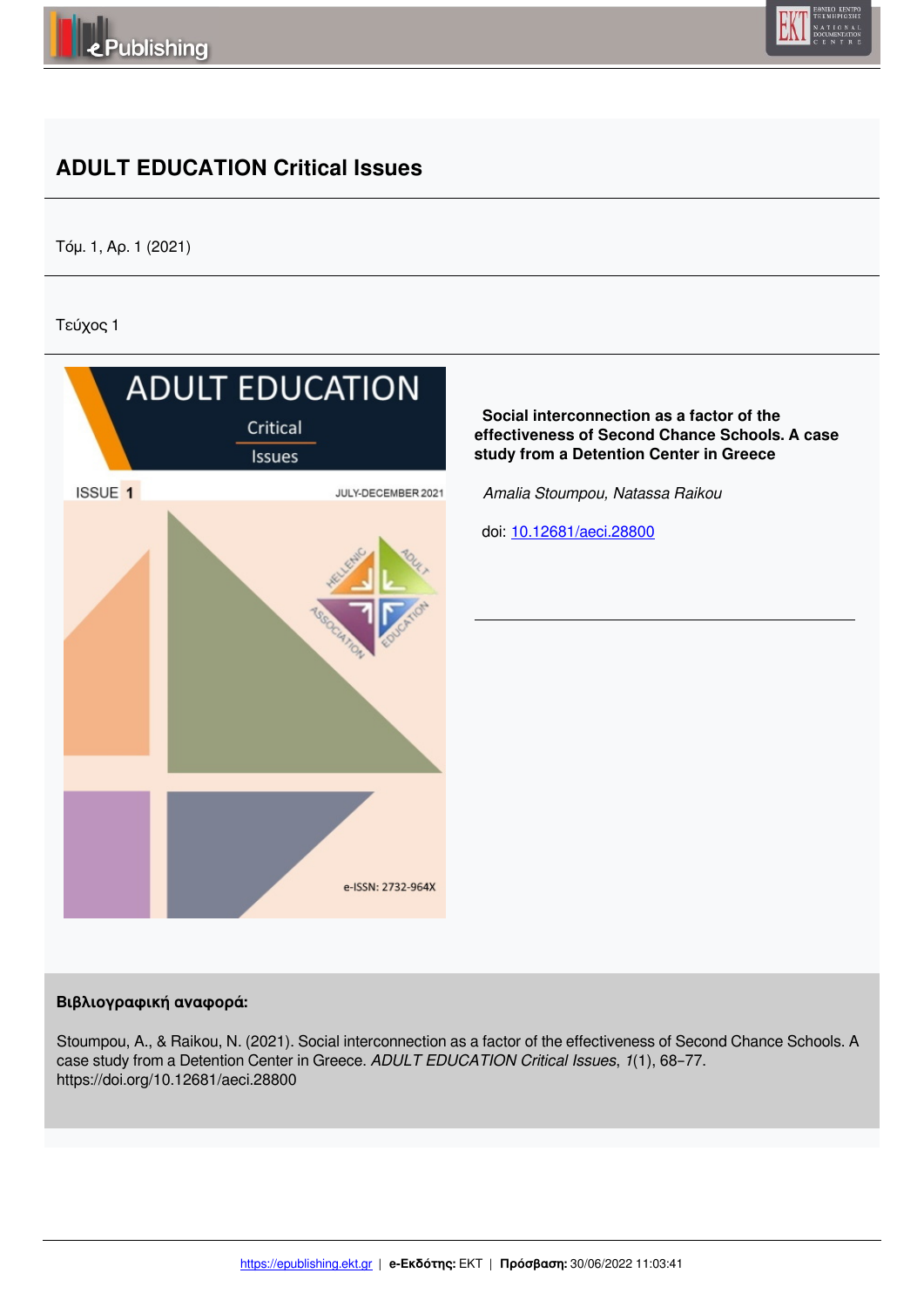# ADULT EDUCATION Critical Issues

Τόμ. 1, Αρ. 1 (2021)

Τεύχος 1

**Social interconnection as a factor of the effectiveness of Second Chance Schools. A case study from a Detention Center in Greece**

*Amalia Stoumpou, Natassa Raikou*

doi: 10.12681/aeci.28800

**Βιβλιογραφική αναφορά:**

Stoumpou, A., & Raikou, N. (2021). Social interconnection as a factor of the effectiveness of Second Chance Schools. A case study from a Detention Center in Greece. *ADULT EDUCATION Critical Issues*, *1*(1), 68–77. https://doi.org/10.12681/aeci.28800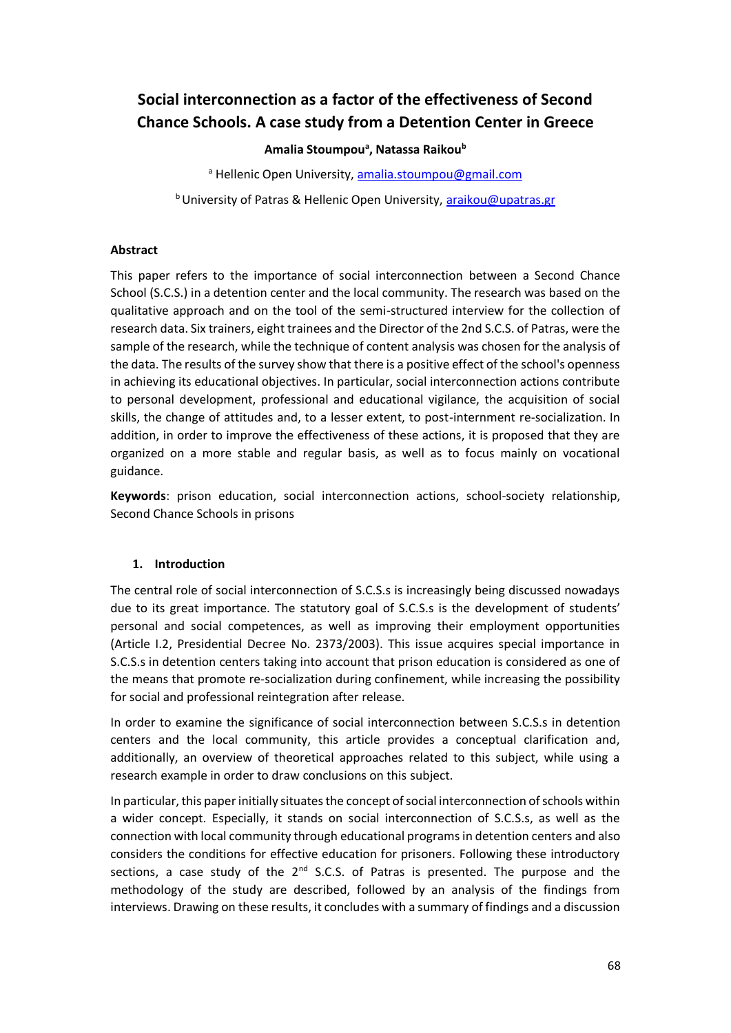# Social interconnection as a factor of the effectiveness of Second Chance Schools. A case study from a Detention Center in Greece

**Amalia Stoumpou[a], Natassa Raikou[b]**

[a] Hellenic Open University, amalia.stoumpou@gmail.com

[b] University of Patras & Hellenic Open University, araikou@upatras.gr

### Abstract

This paper refers to the importance of social interconnection between a Second Chance School (S.C.S.) in a detention center and the local community. The research was based on the qualitative approach and on the tool of the semi-structured interview for the collection of research data. Six trainers, eight trainees and the Director of the 2nd S.C.S. of Patras, were the sample of the research, while the technique of content analysis was chosen for the analysis of the data. The results of the survey show that there is a positive effect of the school's openness in achieving its educational objectives. In particular, social interconnection actions contribute to personal development, professional and educational vigilance, the acquisition of social skills, the change of attitudes and, to a lesser extent, to post-internment re-socialization. In addition, in order to improve the effectiveness of these actions, it is proposed that they are organized on a more stable and regular basis, as well as to focus mainly on vocational guidance.

**Keywords**: prison education, social interconnection actions, school-society relationship, Second Chance Schools in prisons

## 1. Introduction

The central role of social interconnection of S.C.S.s is increasingly being discussed nowadays due to its great importance. The statutory goal of S.C.S.s is the development of students' personal and social competences, as well as improving their employment opportunities (Article I.2, Presidential Decree No. 2373/2003). This issue acquires special importance in S.C.S.s in detention centers taking into account that prison education is considered as one of the means that promote re-socialization during confinement, while increasing the possibility for social and professional reintegration after release.

In order to examine the significance of social interconnection between S.C.S.s in detention centers and the local community, this article provides a conceptual clarification and, additionally, an overview of theoretical approaches related to this subject, while using a research example in order to draw conclusions on this subject.

In particular, this paper initially situates the concept of social interconnection of schools within a wider concept. Especially, it stands on social interconnection of S.C.S.s, as well as the connection with local community through educational programs in detention centers and also considers the conditions for effective education for prisoners. Following these introductory sections, a case study of the 2nd S.C.S. of Patras is presented. The purpose and the methodology of the study are described, followed by an analysis of the findings from interviews. Drawing on these results, it concludes with a summary of findings and a discussion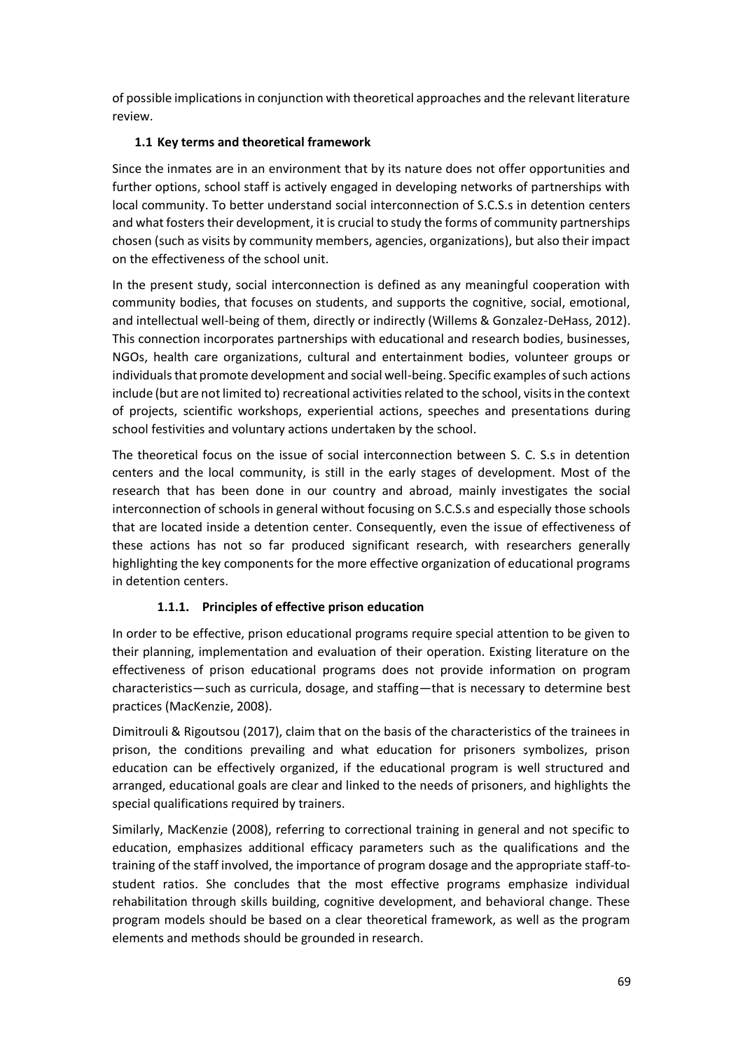of possible implications in conjunction with theoretical approaches and the relevant literature review.

## 1.1 Key terms and theoretical framework

Since the inmates are in an environment that by its nature does not offer opportunities and further options, school staff is actively engaged in developing networks of partnerships with local community. To better understand social interconnection of S.C.S.s in detention centers and what fosters their development, it is crucial to study the forms of community partnerships chosen (such as visits by community members, agencies, organizations), but also their impact on the effectiveness of the school unit.

In the present study, social interconnection is defined as any meaningful cooperation with community bodies, that focuses on students, and supports the cognitive, social, emotional, and intellectual well-being of them, directly or indirectly (Willems & Gonzalez-DeHass, 2012). This connection incorporates partnerships with educational and research bodies, businesses, NGOs, health care organizations, cultural and entertainment bodies, volunteer groups or individuals that promote development and social well-being. Specific examples of such actions include (but are not limited to) recreational activities related to the school, visits in the context of projects, scientific workshops, experiential actions, speeches and presentations during school festivities and voluntary actions undertaken by the school.

The theoretical focus on the issue of social interconnection between S. C. S.s in detention centers and the local community, is still in the early stages of development. Most of the research that has been done in our country and abroad, mainly investigates the social interconnection of schools in general without focusing on S.C.S.s and especially those schools that are located inside a detention center. Consequently, even the issue of effectiveness of these actions has not so far produced significant research, with researchers generally highlighting the key components for the more effective organization of educational programs in detention centers.

### 1.1.1. Principles of effective prison education

In order to be effective, prison educational programs require special attention to be given to their planning, implementation and evaluation of their operation. Existing literature on the effectiveness of prison educational programs does not provide information on program characteristics—such as curricula, dosage, and staffing—that is necessary to determine best practices (MacKenzie, 2008).

Dimitrouli & Rigoutsou (2017), claim that on the basis of the characteristics of the trainees in prison, the conditions prevailing and what education for prisoners symbolizes, prison education can be effectively organized, if the educational program is well structured and arranged, educational goals are clear and linked to the needs of prisoners, and highlights the special qualifications required by trainers.

Similarly, MacKenzie (2008), referring to correctional training in general and not specific to education, emphasizes additional efficacy parameters such as the qualifications and the training of the staff involved, the importance of program dosage and the appropriate staff-to-student ratios. She concludes that the most effective programs emphasize individual rehabilitation through skills building, cognitive development, and behavioral change. These program models should be based on a clear theoretical framework, as well as the program elements and methods should be grounded in research.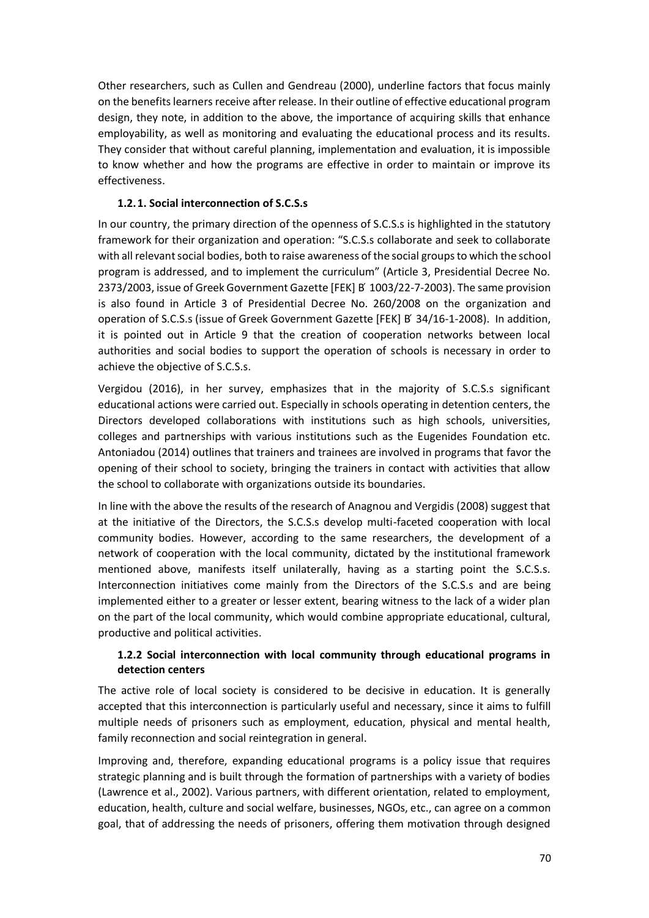Other researchers, such as Cullen and Gendreau (2000), underline factors that focus mainly on the benefits learners receive after release. In their outline of effective educational program design, they note, in addition to the above, the importance of acquiring skills that enhance employability, as well as monitoring and evaluating the educational process and its results. They consider that without careful planning, implementation and evaluation, it is impossible to know whether and how the programs are effective in order to maintain or improve its effectiveness.

### 1.2.1. Social interconnection of S.C.S.s

In our country, the primary direction of the openness of S.C.S.s is highlighted in the statutory framework for their organization and operation: "S.C.S.s collaborate and seek to collaborate with all relevant social bodies, both to raise awareness of the social groups to which the school program is addressed, and to implement the curriculum" (Article 3, Presidential Decree No. 2373/2003, issue of Greek Government Gazette [FEK] Β΄ 1003/22-7-2003). The same provision is also found in Article 3 of Presidential Decree No. 260/2008 on the organization and operation of S.C.S.s (issue of Greek Government Gazette [FEK] Β΄ 34/16-1-2008). In addition, it is pointed out in Article 9 that the creation of cooperation networks between local authorities and social bodies to support the operation of schools is necessary in order to achieve the objective of S.C.S.s.

Vergidou (2016), in her survey, emphasizes that in the majority of S.C.S.s significant educational actions were carried out. Especially in schools operating in detention centers, the Directors developed collaborations with institutions such as high schools, universities, colleges and partnerships with various institutions such as the Eugenides Foundation etc. Antoniadou (2014) outlines that trainers and trainees are involved in programs that favor the opening of their school to society, bringing the trainers in contact with activities that allow the school to collaborate with organizations outside its boundaries.

In line with the above the results of the research of Anagnou and Vergidis (2008) suggest that at the initiative of the Directors, the S.C.S.s develop multi-faceted cooperation with local community bodies. However, according to the same researchers, the development of a network of cooperation with the local community, dictated by the institutional framework mentioned above, manifests itself unilaterally, having as a starting point the S.C.S.s. Interconnection initiatives come mainly from the Directors of the S.C.S.s and are being implemented either to a greater or lesser extent, bearing witness to the lack of a wider plan on the part of the local community, which would combine appropriate educational, cultural, productive and political activities.

### 1.2.2 Social interconnection with local community through educational programs in detection centers

The active role of local society is considered to be decisive in education. It is generally accepted that this interconnection is particularly useful and necessary, since it aims to fulfill multiple needs of prisoners such as employment, education, physical and mental health, family reconnection and social reintegration in general.

Improving and, therefore, expanding educational programs is a policy issue that requires strategic planning and is built through the formation of partnerships with a variety of bodies (Lawrence et al., 2002). Various partners, with different orientation, related to employment, education, health, culture and social welfare, businesses, NGOs, etc., can agree on a common goal, that of addressing the needs of prisoners, offering them motivation through designed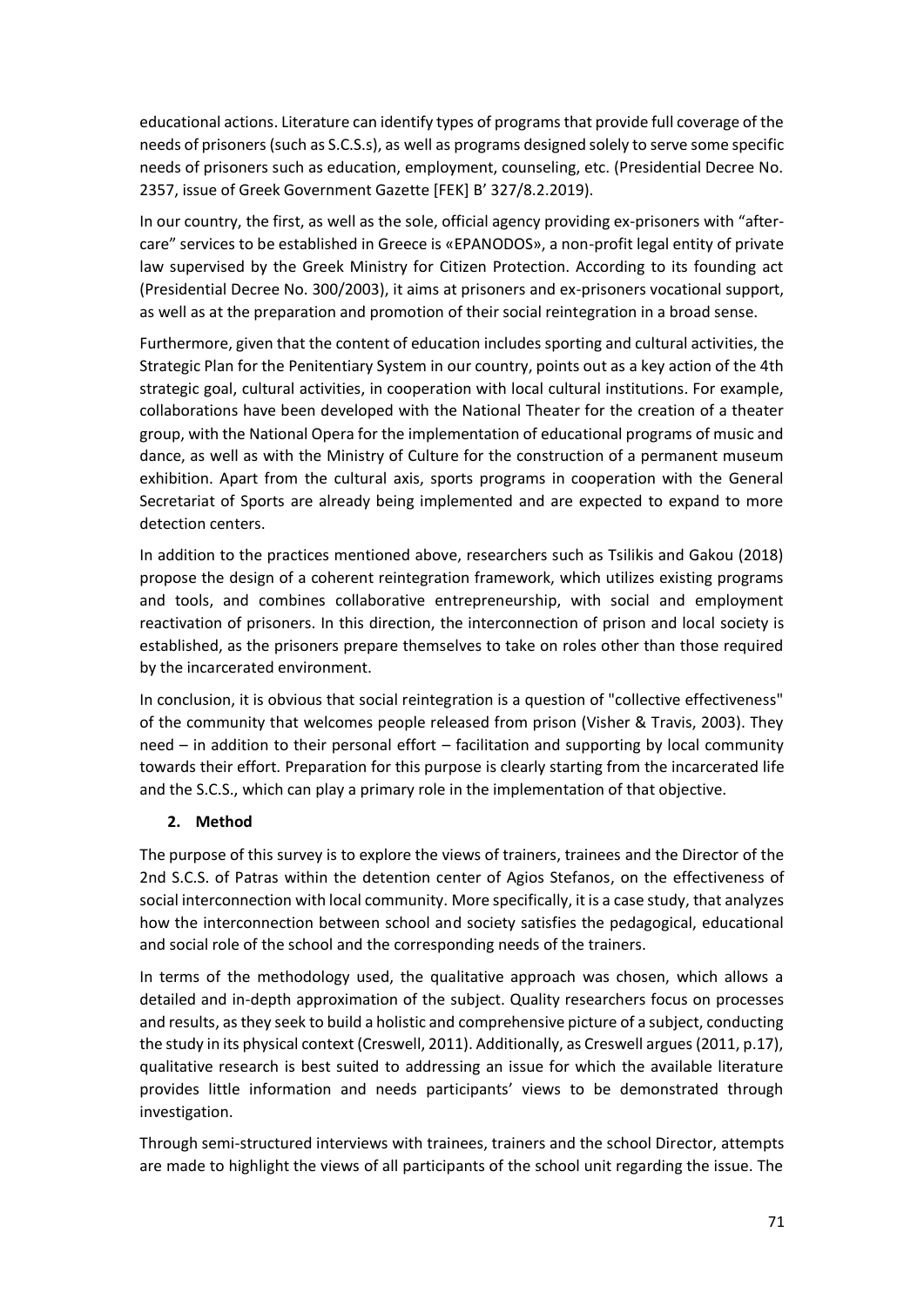educational actions. Literature can identify types of programs that provide full coverage of the needs of prisoners (such as S.C.S.s), as well as programs designed solely to serve some specific needs of prisoners such as education, employment, counseling, etc. (Presidential Decree No. 2357, issue of Greek Government Gazette [FEK] B' 327/8.2.2019).

In our country, the first, as well as the sole, official agency providing ex-prisoners with "after-care" services to be established in Greece is «EPANODOS», a non-profit legal entity of private law supervised by the Greek Ministry for Citizen Protection. According to its founding act (Presidential Decree No. 300/2003), it aims at prisoners and ex-prisoners vocational support, as well as at the preparation and promotion of their social reintegration in a broad sense.

Furthermore, given that the content of education includes sporting and cultural activities, the Strategic Plan for the Penitentiary System in our country, points out as a key action of the 4th strategic goal, cultural activities, in cooperation with local cultural institutions. For example, collaborations have been developed with the National Theater for the creation of a theater group, with the National Opera for the implementation of educational programs of music and dance, as well as with the Ministry of Culture for the construction of a permanent museum exhibition. Apart from the cultural axis, sports programs in cooperation with the General Secretariat of Sports are already being implemented and are expected to expand to more detection centers.

In addition to the practices mentioned above, researchers such as Tsilikis and Gakou (2018) propose the design of a coherent reintegration framework, which utilizes existing programs and tools, and combines collaborative entrepreneurship, with social and employment reactivation of prisoners. In this direction, the interconnection of prison and local society is established, as the prisoners prepare themselves to take on roles other than those required by the incarcerated environment.

In conclusion, it is obvious that social reintegration is a question of "collective effectiveness" of the community that welcomes people released from prison (Visher & Travis, 2003). They need – in addition to their personal effort – facilitation and supporting by local community towards their effort. Preparation for this purpose is clearly starting from the incarcerated life and the S.C.S., which can play a primary role in the implementation of that objective.

## 2. Method

The purpose of this survey is to explore the views of trainers, trainees and the Director of the 2nd S.C.S. of Patras within the detention center of Agios Stefanos, on the effectiveness of social interconnection with local community. More specifically, it is a case study, that analyzes how the interconnection between school and society satisfies the pedagogical, educational and social role of the school and the corresponding needs of the trainers.

In terms of the methodology used, the qualitative approach was chosen, which allows a detailed and in-depth approximation of the subject. Quality researchers focus on processes and results, as they seek to build a holistic and comprehensive picture of a subject, conducting the study in its physical context (Creswell, 2011). Additionally, as Creswell argues (2011, p.17), qualitative research is best suited to addressing an issue for which the available literature provides little information and needs participants' views to be demonstrated through investigation.

Through semi-structured interviews with trainees, trainers and the school Director, attempts are made to highlight the views of all participants of the school unit regarding the issue. The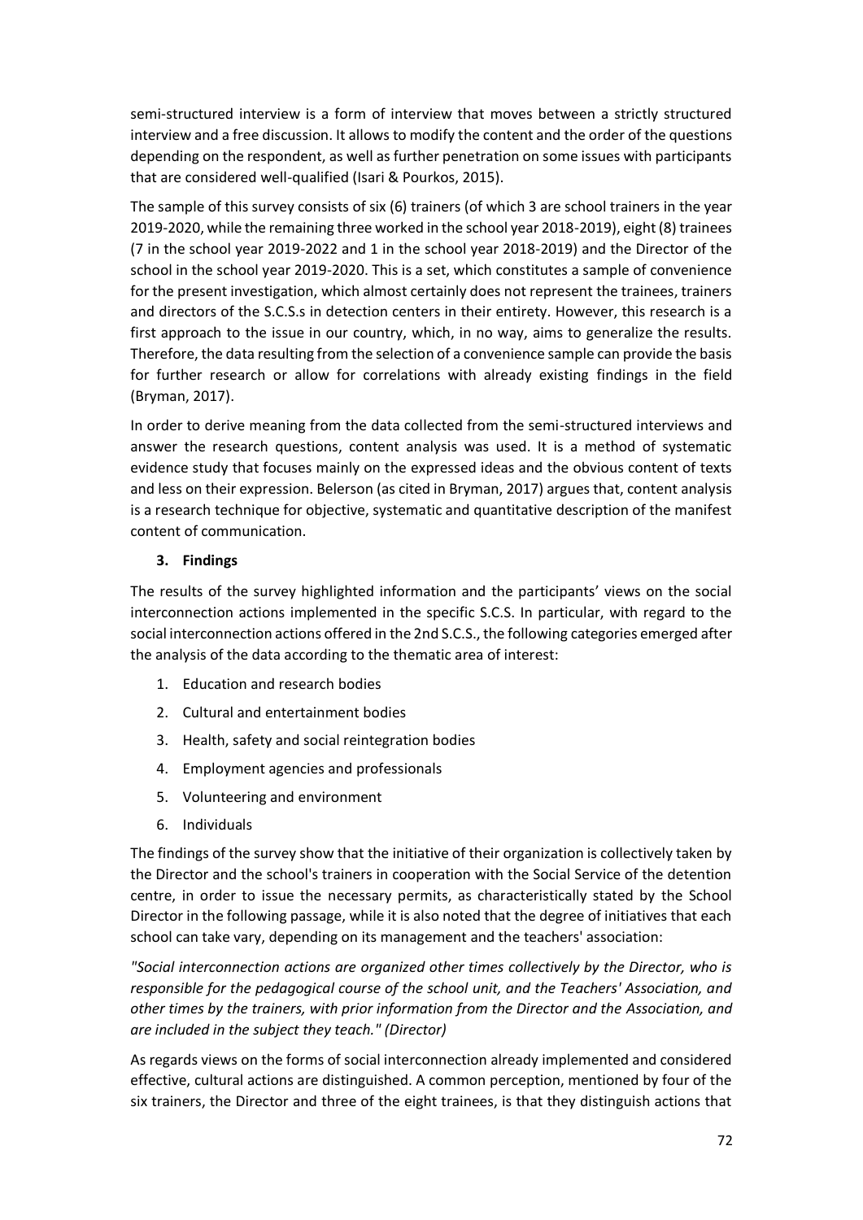semi-structured interview is a form of interview that moves between a strictly structured interview and a free discussion. It allows to modify the content and the order of the questions depending on the respondent, as well as further penetration on some issues with participants that are considered well-qualified (Isari & Pourkos, 2015).

The sample of this survey consists of six (6) trainers (of which 3 are school trainers in the year 2019-2020, while the remaining three worked in the school year 2018-2019), eight (8) trainees (7 in the school year 2019-2022 and 1 in the school year 2018-2019) and the Director of the school in the school year 2019-2020. This is a set, which constitutes a sample of convenience for the present investigation, which almost certainly does not represent the trainees, trainers and directors of the S.C.S.s in detection centers in their entirety. However, this research is a first approach to the issue in our country, which, in no way, aims to generalize the results. Therefore, the data resulting from the selection of a convenience sample can provide the basis for further research or allow for correlations with already existing findings in the field (Bryman, 2017).

In order to derive meaning from the data collected from the semi-structured interviews and answer the research questions, content analysis was used. It is a method of systematic evidence study that focuses mainly on the expressed ideas and the obvious content of texts and less on their expression. Belerson (as cited in Bryman, 2017) argues that, content analysis is a research technique for objective, systematic and quantitative description of the manifest content of communication.

## 3. Findings

The results of the survey highlighted information and the participants' views on the social interconnection actions implemented in the specific S.C.S. In particular, with regard to the social interconnection actions offered in the 2nd S.C.S., the following categories emerged after the analysis of the data according to the thematic area of interest:

1. Education and research bodies
2. Cultural and entertainment bodies
3. Health, safety and social reintegration bodies
4. Employment agencies and professionals
5. Volunteering and environment
6. Individuals

The findings of the survey show that the initiative of their organization is collectively taken by the Director and the school's trainers in cooperation with the Social Service of the detention centre, in order to issue the necessary permits, as characteristically stated by the School Director in the following passage, while it is also noted that the degree of initiatives that each school can take vary, depending on its management and the teachers' association:

*"Social interconnection actions are organized other times collectively by the Director, who is responsible for the pedagogical course of the school unit, and the Teachers' Association, and other times by the trainers, with prior information from the Director and the Association, and are included in the subject they teach." (Director)*

As regards views on the forms of social interconnection already implemented and considered effective, cultural actions are distinguished. A common perception, mentioned by four of the six trainers, the Director and three of the eight trainees, is that they distinguish actions that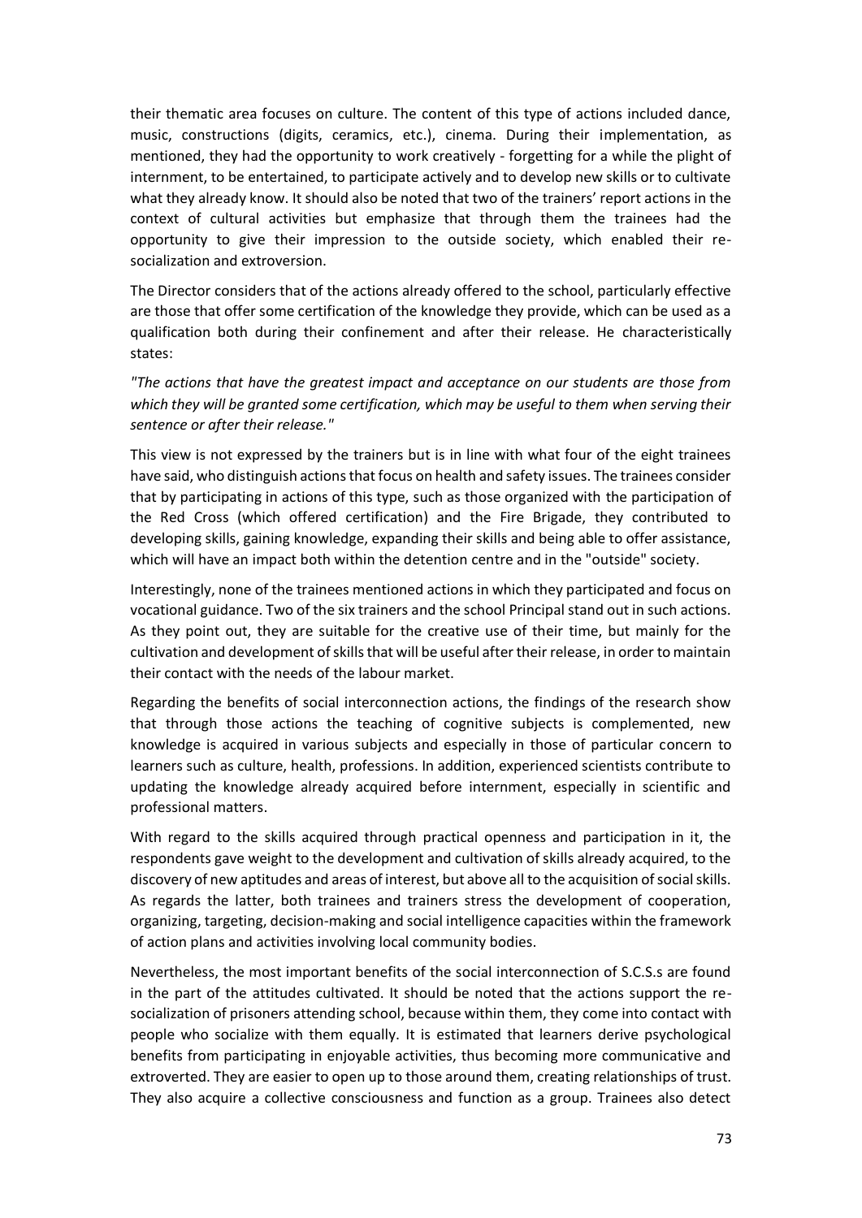their thematic area focuses on culture. The content of this type of actions included dance, music, constructions (digits, ceramics, etc.), cinema. During their implementation, as mentioned, they had the opportunity to work creatively - forgetting for a while the plight of internment, to be entertained, to participate actively and to develop new skills or to cultivate what they already know. It should also be noted that two of the trainers' report actions in the context of cultural activities but emphasize that through them the trainees had the opportunity to give their impression to the outside society, which enabled their re-socialization and extroversion.

The Director considers that of the actions already offered to the school, particularly effective are those that offer some certification of the knowledge they provide, which can be used as a qualification both during their confinement and after their release. He characteristically states:

*"The actions that have the greatest impact and acceptance on our students are those from which they will be granted some certification, which may be useful to them when serving their sentence or after their release."*

This view is not expressed by the trainers but is in line with what four of the eight trainees have said, who distinguish actions that focus on health and safety issues. The trainees consider that by participating in actions of this type, such as those organized with the participation of the Red Cross (which offered certification) and the Fire Brigade, they contributed to developing skills, gaining knowledge, expanding their skills and being able to offer assistance, which will have an impact both within the detention centre and in the "outside" society.

Interestingly, none of the trainees mentioned actions in which they participated and focus on vocational guidance. Two of the six trainers and the school Principal stand out in such actions. As they point out, they are suitable for the creative use of their time, but mainly for the cultivation and development of skills that will be useful after their release, in order to maintain their contact with the needs of the labour market.

Regarding the benefits of social interconnection actions, the findings of the research show that through those actions the teaching of cognitive subjects is complemented, new knowledge is acquired in various subjects and especially in those of particular concern to learners such as culture, health, professions. In addition, experienced scientists contribute to updating the knowledge already acquired before internment, especially in scientific and professional matters.

With regard to the skills acquired through practical openness and participation in it, the respondents gave weight to the development and cultivation of skills already acquired, to the discovery of new aptitudes and areas of interest, but above all to the acquisition of social skills. As regards the latter, both trainees and trainers stress the development of cooperation, organizing, targeting, decision-making and social intelligence capacities within the framework of action plans and activities involving local community bodies.

Nevertheless, the most important benefits of the social interconnection of S.C.S.s are found in the part of the attitudes cultivated. It should be noted that the actions support the re-socialization of prisoners attending school, because within them, they come into contact with people who socialize with them equally. It is estimated that learners derive psychological benefits from participating in enjoyable activities, thus becoming more communicative and extroverted. They are easier to open up to those around them, creating relationships of trust. They also acquire a collective consciousness and function as a group. Trainees also detect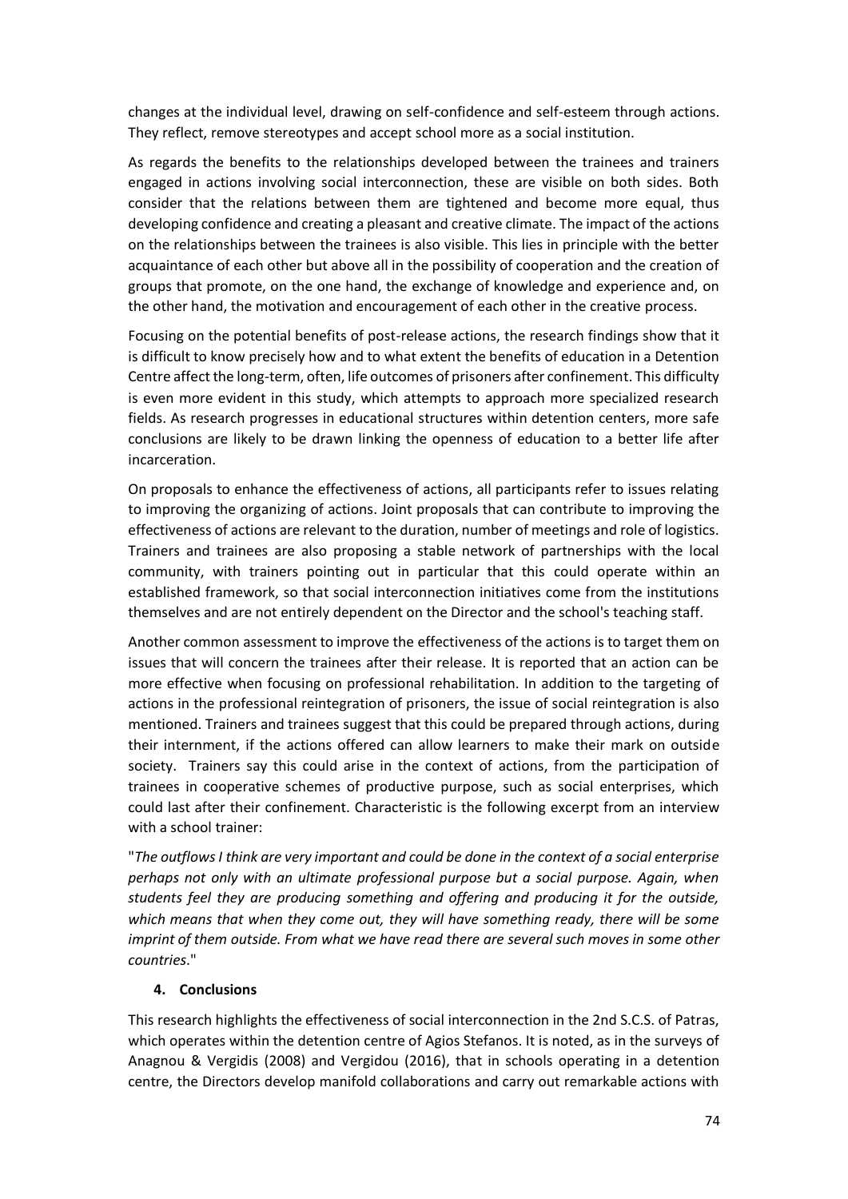changes at the individual level, drawing on self-confidence and self-esteem through actions. They reflect, remove stereotypes and accept school more as a social institution.

As regards the benefits to the relationships developed between the trainees and trainers engaged in actions involving social interconnection, these are visible on both sides. Both consider that the relations between them are tightened and become more equal, thus developing confidence and creating a pleasant and creative climate. The impact of the actions on the relationships between the trainees is also visible. This lies in principle with the better acquaintance of each other but above all in the possibility of cooperation and the creation of groups that promote, on the one hand, the exchange of knowledge and experience and, on the other hand, the motivation and encouragement of each other in the creative process.

Focusing on the potential benefits of post-release actions, the research findings show that it is difficult to know precisely how and to what extent the benefits of education in a Detention Centre affect the long-term, often, life outcomes of prisoners after confinement. This difficulty is even more evident in this study, which attempts to approach more specialized research fields. As research progresses in educational structures within detention centers, more safe conclusions are likely to be drawn linking the openness of education to a better life after incarceration.

On proposals to enhance the effectiveness of actions, all participants refer to issues relating to improving the organizing of actions. Joint proposals that can contribute to improving the effectiveness of actions are relevant to the duration, number of meetings and role of logistics. Trainers and trainees are also proposing a stable network of partnerships with the local community, with trainers pointing out in particular that this could operate within an established framework, so that social interconnection initiatives come from the institutions themselves and are not entirely dependent on the Director and the school's teaching staff.

Another common assessment to improve the effectiveness of the actions is to target them on issues that will concern the trainees after their release. It is reported that an action can be more effective when focusing on professional rehabilitation. In addition to the targeting of actions in the professional reintegration of prisoners, the issue of social reintegration is also mentioned. Trainers and trainees suggest that this could be prepared through actions, during their internment, if the actions offered can allow learners to make their mark on outside society. Trainers say this could arise in the context of actions, from the participation of trainees in cooperative schemes of productive purpose, such as social enterprises, which could last after their confinement. Characteristic is the following excerpt from an interview with a school trainer:

"*The outflows I think are very important and could be done in the context of a social enterprise perhaps not only with an ultimate professional purpose but a social purpose. Again, when students feel they are producing something and offering and producing it for the outside, which means that when they come out, they will have something ready, there will be some imprint of them outside. From what we have read there are several such moves in some other countries*."

## 4. Conclusions

This research highlights the effectiveness of social interconnection in the 2nd S.C.S. of Patras, which operates within the detention centre of Agios Stefanos. It is noted, as in the surveys of Anagnou & Vergidis (2008) and Vergidou (2016), that in schools operating in a detention centre, the Directors develop manifold collaborations and carry out remarkable actions with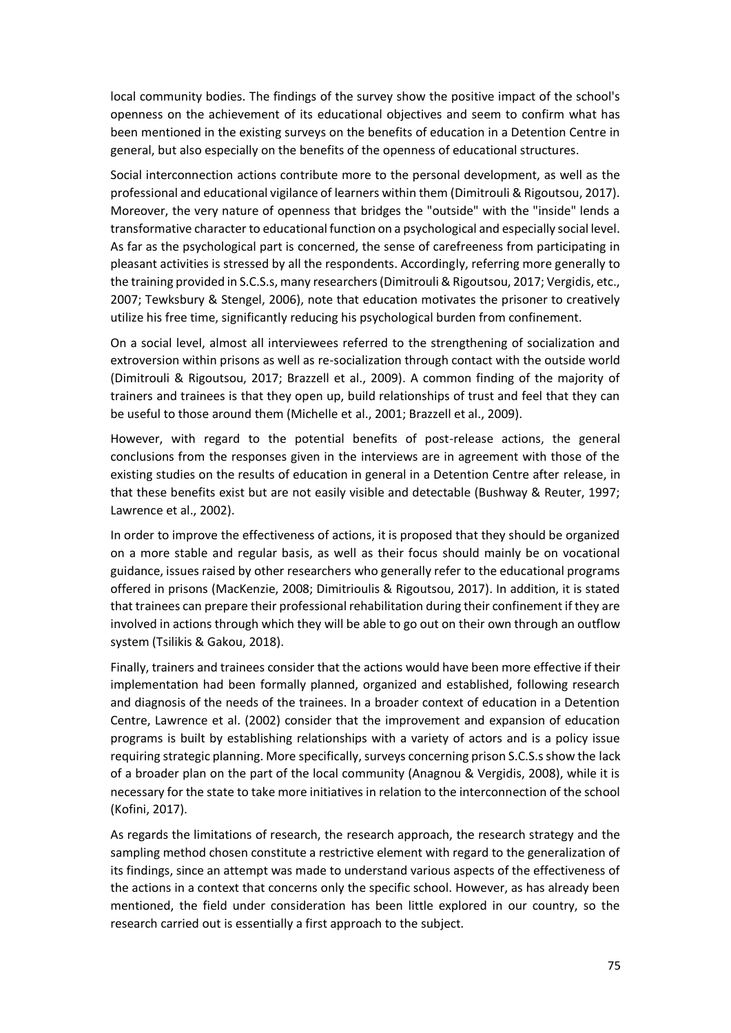local community bodies. The findings of the survey show the positive impact of the school's openness on the achievement of its educational objectives and seem to confirm what has been mentioned in the existing surveys on the benefits of education in a Detention Centre in general, but also especially on the benefits of the openness of educational structures.

Social interconnection actions contribute more to the personal development, as well as the professional and educational vigilance of learners within them (Dimitrouli & Rigoutsou, 2017). Moreover, the very nature of openness that bridges the "outside" with the "inside" lends a transformative character to educational function on a psychological and especially social level. As far as the psychological part is concerned, the sense of carefreeness from participating in pleasant activities is stressed by all the respondents. Accordingly, referring more generally to the training provided in S.C.S.s, many researchers (Dimitrouli & Rigoutsou, 2017; Vergidis, etc., 2007; Tewksbury & Stengel, 2006), note that education motivates the prisoner to creatively utilize his free time, significantly reducing his psychological burden from confinement.

On a social level, almost all interviewees referred to the strengthening of socialization and extroversion within prisons as well as re-socialization through contact with the outside world (Dimitrouli & Rigoutsou, 2017; Brazzell et al., 2009). A common finding of the majority of trainers and trainees is that they open up, build relationships of trust and feel that they can be useful to those around them (Michelle et al., 2001; Brazzell et al., 2009).

However, with regard to the potential benefits of post-release actions, the general conclusions from the responses given in the interviews are in agreement with those of the existing studies on the results of education in general in a Detention Centre after release, in that these benefits exist but are not easily visible and detectable (Bushway & Reuter, 1997; Lawrence et al., 2002).

In order to improve the effectiveness of actions, it is proposed that they should be organized on a more stable and regular basis, as well as their focus should mainly be on vocational guidance, issues raised by other researchers who generally refer to the educational programs offered in prisons (MacKenzie, 2008; Dimitrioulis & Rigoutsou, 2017). In addition, it is stated that trainees can prepare their professional rehabilitation during their confinement if they are involved in actions through which they will be able to go out on their own through an outflow system (Tsilikis & Gakou, 2018).

Finally, trainers and trainees consider that the actions would have been more effective if their implementation had been formally planned, organized and established, following research and diagnosis of the needs of the trainees. In a broader context of education in a Detention Centre, Lawrence et al. (2002) consider that the improvement and expansion of education programs is built by establishing relationships with a variety of actors and is a policy issue requiring strategic planning. More specifically, surveys concerning prison S.C.S.s show the lack of a broader plan on the part of the local community (Anagnou & Vergidis, 2008), while it is necessary for the state to take more initiatives in relation to the interconnection of the school (Kofini, 2017).

As regards the limitations of research, the research approach, the research strategy and the sampling method chosen constitute a restrictive element with regard to the generalization of its findings, since an attempt was made to understand various aspects of the effectiveness of the actions in a context that concerns only the specific school. However, as has already been mentioned, the field under consideration has been little explored in our country, so the research carried out is essentially a first approach to the subject.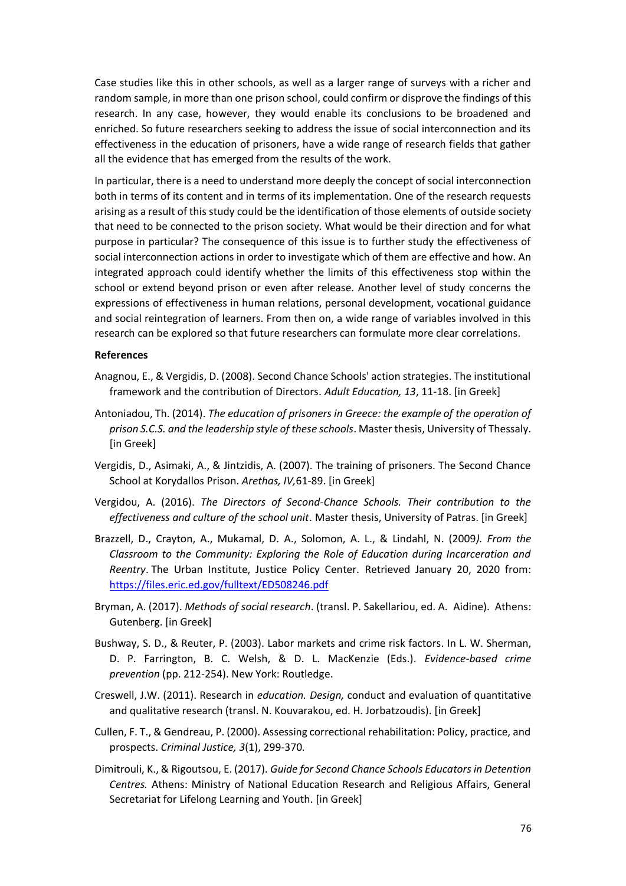Case studies like this in other schools, as well as a larger range of surveys with a richer and random sample, in more than one prison school, could confirm or disprove the findings of this research. In any case, however, they would enable its conclusions to be broadened and enriched. So future researchers seeking to address the issue of social interconnection and its effectiveness in the education of prisoners, have a wide range of research fields that gather all the evidence that has emerged from the results of the work.

In particular, there is a need to understand more deeply the concept of social interconnection both in terms of its content and in terms of its implementation. One of the research requests arising as a result of this study could be the identification of those elements of outside society that need to be connected to the prison society. What would be their direction and for what purpose in particular? The consequence of this issue is to further study the effectiveness of social interconnection actions in order to investigate which of them are effective and how. An integrated approach could identify whether the limits of this effectiveness stop within the school or extend beyond prison or even after release. Another level of study concerns the expressions of effectiveness in human relations, personal development, vocational guidance and social reintegration of learners. From then on, a wide range of variables involved in this research can be explored so that future researchers can formulate more clear correlations.

**References**

Anagnou, E., & Vergidis, D. (2008). Second Chance Schools' action strategies. The institutional framework and the contribution of Directors. *Adult Education, 13*, 11-18. [in Greek]

Antoniadou, Th. (2014). *The education of prisoners in Greece: the example of the operation of prison S.C.S. and the leadership style of these schools*. Master thesis, University of Thessaly. [in Greek]

Vergidis, D., Asimaki, A., & Jintzidis, A. (2007). The training of prisoners. The Second Chance School at Korydallos Prison. *Arethas, IV,*61-89. [in Greek]

Vergidou, A. (2016). *The Directors of Second-Chance Schools. Their contribution to the effectiveness and culture of the school unit*. Master thesis, University of Patras. [in Greek]

Brazzell, D., Crayton, A., Mukamal, D. A., Solomon, A. L., & Lindahl, N. (2009*). From the Classroom to the Community: Exploring the Role of Education during Incarceration and Reentry*. The Urban Institute, Justice Policy Center. Retrieved January 20, 2020 from: https://files.eric.ed.gov/fulltext/ED508246.pdf

Bryman, A. (2017). *Methods of social research*. (transl. P. Sakellariou, ed. A. Aidine). Athens: Gutenberg. [in Greek]

Bushway, S. D., & Reuter, P. (2003). Labor markets and crime risk factors. In L. W. Sherman, D. P. Farrington, B. C. Welsh, & D. L. MacKenzie (Eds.). *Evidence-based crime prevention* (pp. 212-254). New York: Routledge.

Creswell, J.W. (2011). Research in *education. Design,* conduct and evaluation of quantitative and qualitative research (transl. N. Kouvarakou, ed. H. Jorbatzoudis). [in Greek]

Cullen, F. T., & Gendreau, P. (2000). Assessing correctional rehabilitation: Policy, practice, and prospects. *Criminal Justice, 3*(1), 299-370.

Dimitrouli, K., & Rigoutsou, E. (2017). *Guide for Second Chance Schools Educators in Detention Centres.* Athens: Ministry of National Education Research and Religious Affairs, General Secretariat for Lifelong Learning and Youth. [in Greek]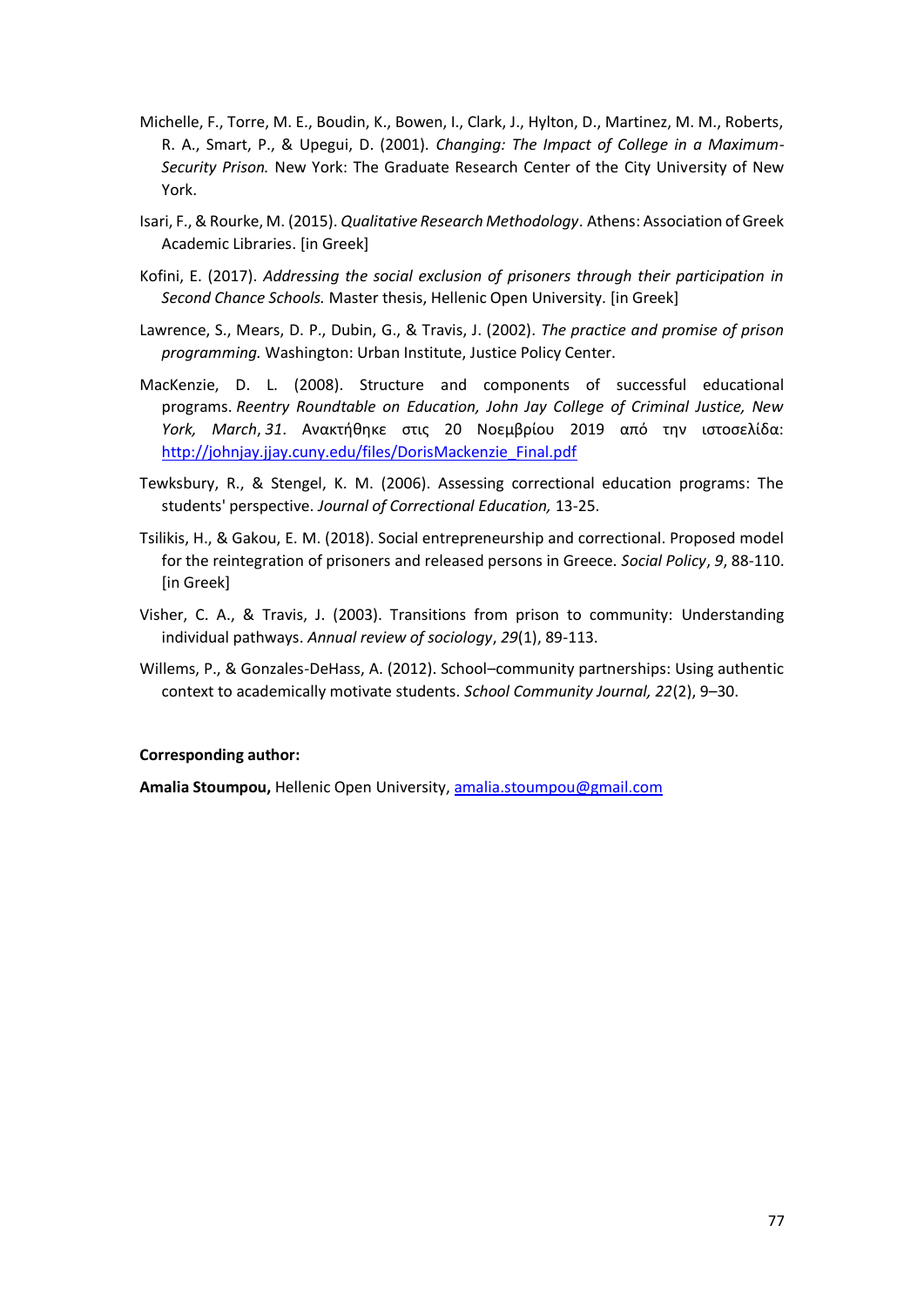Michelle, F., Torre, M. E., Boudin, K., Bowen, I., Clark, J., Hylton, D., Martinez, M. M., Roberts, R. A., Smart, P., & Upegui, D. (2001). *Changing: The Impact of College in a Maximum-Security Prison.* New York: The Graduate Research Center of the City University of New York.

Isari, F., & Rourke, M. (2015). *Qualitative Research Methodology*. Athens: Association of Greek Academic Libraries. [in Greek]

Kofini, E. (2017). *Addressing the social exclusion of prisoners through their participation in Second Chance Schools.* Master thesis, Hellenic Open University. [in Greek]

Lawrence, S., Mears, D. P., Dubin, G., & Travis, J. (2002). *The practice and promise of prison programming.* Washington: Urban Institute, Justice Policy Center.

MacKenzie, D. L. (2008). Structure and components of successful educational programs. *Reentry Roundtable on Education, John Jay College of Criminal Justice, New York, March*, *31*. Ανακτήθηκε στις 20 Νοεμβρίου 2019 από την ιστοσελίδα: http://johnjay.jjay.cuny.edu/files/DorisMackenzie_Final.pdf

Tewksbury, R., & Stengel, K. M. (2006). Assessing correctional education programs: The students' perspective. *Journal of Correctional Education,* 13-25.

Tsilikis, H., & Gakou, E. M. (2018). Social entrepreneurship and correctional. Proposed model for the reintegration of prisoners and released persons in Greece. *Social Policy*, *9*, 88-110. [in Greek]

Visher, C. A., & Travis, J. (2003). Transitions from prison to community: Understanding individual pathways. *Annual review of sociology*, *29*(1), 89-113.

Willems, P., & Gonzales-DeHass, A. (2012). School–community partnerships: Using authentic context to academically motivate students. *School Community Journal, 22*(2), 9–30.

**Corresponding author:**

**Amalia Stoumpou,** Hellenic Open University, amalia.stoumpou@gmail.com